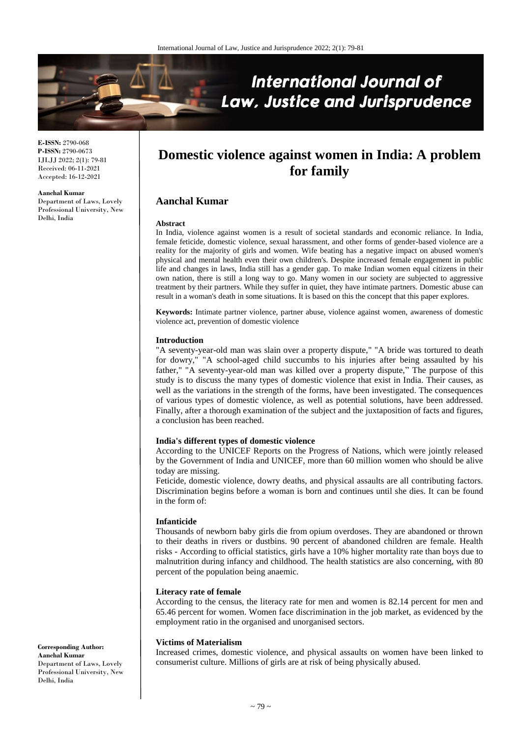# Domestic violence against women in India: A problem for family

## Aanchal Kumar

**E-ISSN:** 2790-068
**P-ISSN:** 2790-0673
IJLJJ 2022; 2(1): 79-81
Received: 06-11-2021
Accepted: 16-12-2021

**Aanchal Kumar**
Department of Laws, Lovely Professional University, New Delhi, India

**Corresponding Author:**
**Aanchal Kumar**
Department of Laws, Lovely Professional University, New Delhi, India

### Abstract

In India, violence against women is a result of societal standards and economic reliance. In India, female feticide, domestic violence, sexual harassment, and other forms of gender-based violence are a reality for the majority of girls and women. Wife beating has a negative impact on abused women's physical and mental health even their own children's. Despite increased female engagement in public life and changes in laws, India still has a gender gap. To make Indian women equal citizens in their own nation, there is still a long way to go. Many women in our society are subjected to aggressive treatment by their partners. While they suffer in quiet, they have intimate partners. Domestic abuse can result in a woman's death in some situations. It is based on this the concept that this paper explores.

**Keywords:** Intimate partner violence, partner abuse, violence against women, awareness of domestic violence act, prevention of domestic violence

### Introduction

"A seventy-year-old man was slain over a property dispute," "A bride was tortured to death for dowry," "A school-aged child succumbs to his injuries after being assaulted by his father," "A seventy-year-old man was killed over a property dispute," The purpose of this study is to discuss the many types of domestic violence that exist in India. Their causes, as well as the variations in the strength of the forms, have been investigated. The consequences of various types of domestic violence, as well as potential solutions, have been addressed. Finally, after a thorough examination of the subject and the juxtaposition of facts and figures, a conclusion has been reached.

### India's different types of domestic violence

According to the UNICEF Reports on the Progress of Nations, which were jointly released by the Government of India and UNICEF, more than 60 million women who should be alive today are missing.

Feticide, domestic violence, dowry deaths, and physical assaults are all contributing factors. Discrimination begins before a woman is born and continues until she dies. It can be found in the form of:

#### Infanticide

Thousands of newborn baby girls die from opium overdoses. They are abandoned or thrown to their deaths in rivers or dustbins. 90 percent of abandoned children are female. Health risks - According to official statistics, girls have a 10% higher mortality rate than boys due to malnutrition during infancy and childhood. The health statistics are also concerning, with 80 percent of the population being anaemic.

#### Literacy rate of female

According to the census, the literacy rate for men and women is 82.14 percent for men and 65.46 percent for women. Women face discrimination in the job market, as evidenced by the employment ratio in the organised and unorganised sectors.

#### Victims of Materialism

Increased crimes, domestic violence, and physical assaults on women have been linked to consumerist culture. Millions of girls are at risk of being physically abused.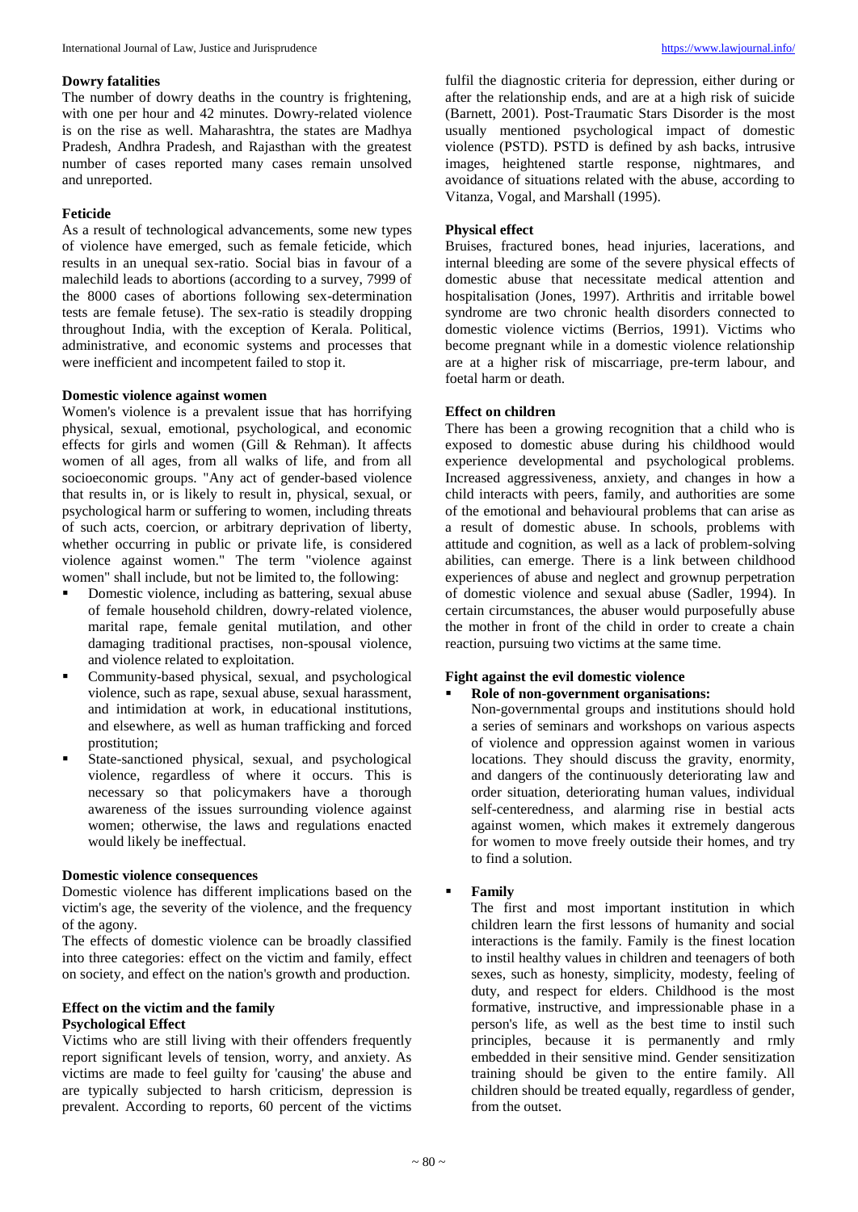### Dowry fatalities

The number of dowry deaths in the country is frightening, with one per hour and 42 minutes. Dowry-related violence is on the rise as well. Maharashtra, the states are Madhya Pradesh, Andhra Pradesh, and Rajasthan with the greatest number of cases reported many cases remain unsolved and unreported.

### Feticide

As a result of technological advancements, some new types of violence have emerged, such as female feticide, which results in an unequal sex-ratio. Social bias in favour of a malechild leads to abortions (according to a survey, 7999 of the 8000 cases of abortions following sex-determination tests are female fetuse). The sex-ratio is steadily dropping throughout India, with the exception of Kerala. Political, administrative, and economic systems and processes that were inefficient and incompetent failed to stop it.

### Domestic violence against women

Women's violence is a prevalent issue that has horrifying physical, sexual, emotional, psychological, and economic effects for girls and women (Gill & Rehman). It affects women of all ages, from all walks of life, and from all socioeconomic groups. "Any act of gender-based violence that results in, or is likely to result in, physical, sexual, or psychological harm or suffering to women, including threats of such acts, coercion, or arbitrary deprivation of liberty, whether occurring in public or private life, is considered violence against women." The term "violence against women" shall include, but not be limited to, the following:

- Domestic violence, including as battering, sexual abuse of female household children, dowry-related violence, marital rape, female genital mutilation, and other damaging traditional practises, non-spousal violence, and violence related to exploitation.
- Community-based physical, sexual, and psychological violence, such as rape, sexual abuse, sexual harassment, and intimidation at work, in educational institutions, and elsewhere, as well as human trafficking and forced prostitution;
- State-sanctioned physical, sexual, and psychological violence, regardless of where it occurs. This is necessary so that policymakers have a thorough awareness of the issues surrounding violence against women; otherwise, the laws and regulations enacted would likely be ineffectual.

### Domestic violence consequences

Domestic violence has different implications based on the victim's age, the severity of the violence, and the frequency of the agony.

The effects of domestic violence can be broadly classified into three categories: effect on the victim and family, effect on society, and effect on the nation's growth and production.

### Effect on the victim and the family

#### Psychological Effect

Victims who are still living with their offenders frequently report significant levels of tension, worry, and anxiety. As victims are made to feel guilty for 'causing' the abuse and are typically subjected to harsh criticism, depression is prevalent. According to reports, 60 percent of the victims fulfil the diagnostic criteria for depression, either during or after the relationship ends, and are at a high risk of suicide (Barnett, 2001). Post-Traumatic Stars Disorder is the most usually mentioned psychological impact of domestic violence (PSTD). PSTD is defined by ash backs, intrusive images, heightened startle response, nightmares, and avoidance of situations related with the abuse, according to Vitanza, Vogal, and Marshall (1995).

#### Physical effect

Bruises, fractured bones, head injuries, lacerations, and internal bleeding are some of the severe physical effects of domestic abuse that necessitate medical attention and hospitalisation (Jones, 1997). Arthritis and irritable bowel syndrome are two chronic health disorders connected to domestic violence victims (Berrios, 1991). Victims who become pregnant while in a domestic violence relationship are at a higher risk of miscarriage, pre-term labour, and foetal harm or death.

#### Effect on children

There has been a growing recognition that a child who is exposed to domestic abuse during his childhood would experience developmental and psychological problems. Increased aggressiveness, anxiety, and changes in how a child interacts with peers, family, and authorities are some of the emotional and behavioural problems that can arise as a result of domestic abuse. In schools, problems with attitude and cognition, as well as a lack of problem-solving abilities, can emerge. There is a link between childhood experiences of abuse and neglect and grownup perpetration of domestic violence and sexual abuse (Sadler, 1994). In certain circumstances, the abuser would purposefully abuse the mother in front of the child in order to create a chain reaction, pursuing two victims at the same time.

### Fight against the evil domestic violence

- **Role of non-government organisations:**
  Non-governmental groups and institutions should hold a series of seminars and workshops on various aspects of violence and oppression against women in various locations. They should discuss the gravity, enormity, and dangers of the continuously deteriorating law and order situation, deteriorating human values, individual self-centeredness, and alarming rise in bestial acts against women, which makes it extremely dangerous for women to move freely outside their homes, and try to find a solution.

- **Family**
  The first and most important institution in which children learn the first lessons of humanity and social interactions is the family. Family is the finest location to instil healthy values in children and teenagers of both sexes, such as honesty, simplicity, modesty, feeling of duty, and respect for elders. Childhood is the most formative, instructive, and impressionable phase in a person's life, as well as the best time to instil such principles, because it is permanently and rmly embedded in their sensitive mind. Gender sensitization training should be given to the entire family. All children should be treated equally, regardless of gender, from the outset.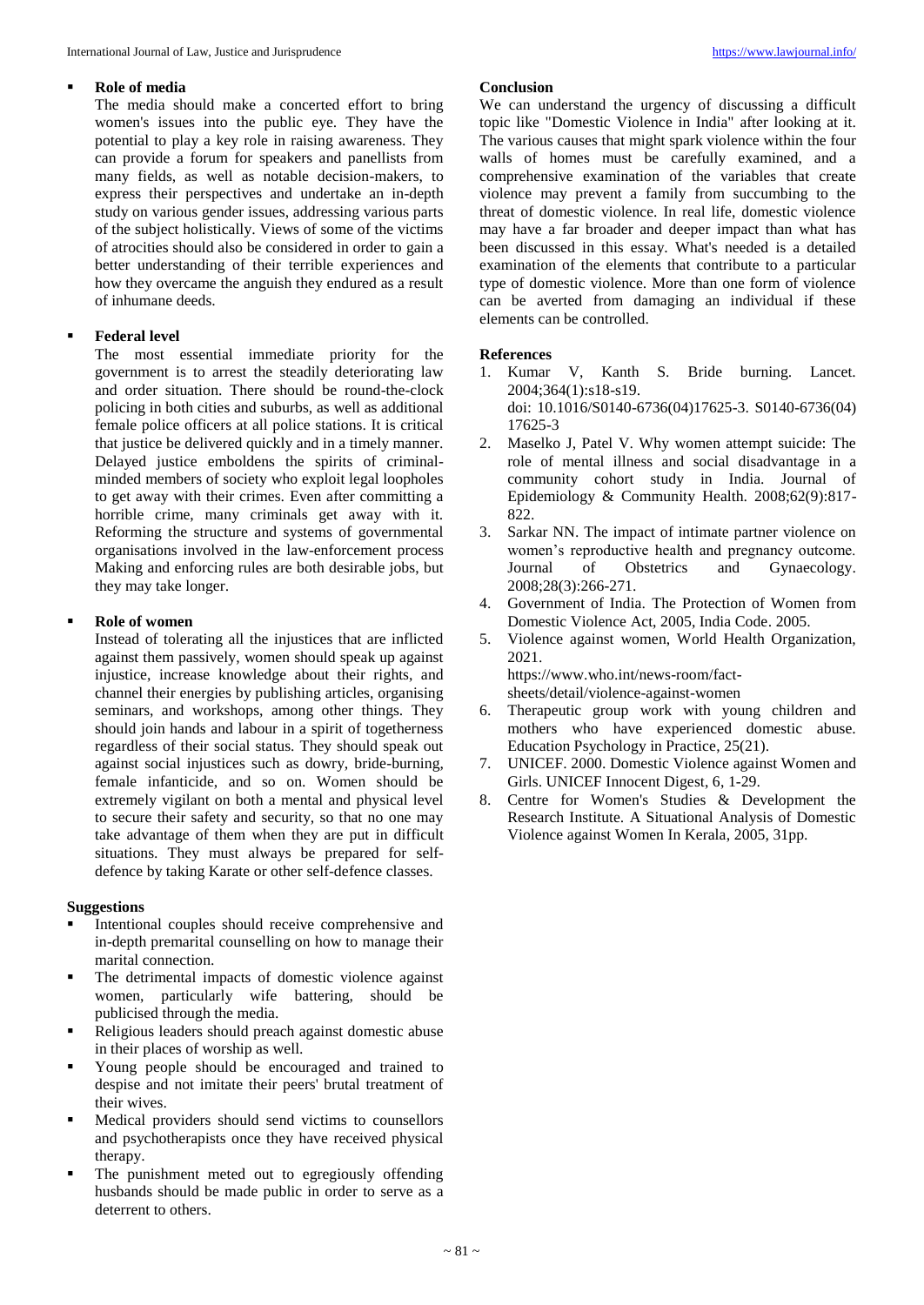- **Role of media**

  The media should make a concerted effort to bring women's issues into the public eye. They have the potential to play a key role in raising awareness. They can provide a forum for speakers and panellists from many fields, as well as notable decision-makers, to express their perspectives and undertake an in-depth study on various gender issues, addressing various parts of the subject holistically. Views of some of the victims of atrocities should also be considered in order to gain a better understanding of their terrible experiences and how they overcame the anguish they endured as a result of inhumane deeds.

- **Federal level**

  The most essential immediate priority for the government is to arrest the steadily deteriorating law and order situation. There should be round-the-clock policing in both cities and suburbs, as well as additional female police officers at all police stations. It is critical that justice be delivered quickly and in a timely manner. Delayed justice emboldens the spirits of criminal-minded members of society who exploit legal loopholes to get away with their crimes. Even after committing a horrible crime, many criminals get away with it. Reforming the structure and systems of governmental organisations involved in the law-enforcement process Making and enforcing rules are both desirable jobs, but they may take longer.

- **Role of women**

  Instead of tolerating all the injustices that are inflicted against them passively, women should speak up against injustice, increase knowledge about their rights, and channel their energies by publishing articles, organising seminars, and workshops, among other things. They should join hands and labour in a spirit of togetherness regardless of their social status. They should speak out against social injustices such as dowry, bride-burning, female infanticide, and so on. Women should be extremely vigilant on both a mental and physical level to secure their safety and security, so that no one may take advantage of them when they are put in difficult situations. They must always be prepared for self-defence by taking Karate or other self-defence classes.

**Suggestions**

- Intentional couples should receive comprehensive and in-depth premarital counselling on how to manage their marital connection.
- The detrimental impacts of domestic violence against women, particularly wife battering, should be publicised through the media.
- Religious leaders should preach against domestic abuse in their places of worship as well.
- Young people should be encouraged and trained to despise and not imitate their peers' brutal treatment of their wives.
- Medical providers should send victims to counsellors and psychotherapists once they have received physical therapy.
- The punishment meted out to egregiously offending husbands should be made public in order to serve as a deterrent to others.

**Conclusion**

We can understand the urgency of discussing a difficult topic like "Domestic Violence in India" after looking at it. The various causes that might spark violence within the four walls of homes must be carefully examined, and a comprehensive examination of the variables that create violence may prevent a family from succumbing to the threat of domestic violence. In real life, domestic violence may have a far broader and deeper impact than what has been discussed in this essay. What's needed is a detailed examination of the elements that contribute to a particular type of domestic violence. More than one form of violence can be averted from damaging an individual if these elements can be controlled.

**References**

1. Kumar V, Kanth S. Bride burning. Lancet. 2004;364(1):s18-s19. doi: 10.1016/S0140-6736(04)17625-3. S0140-6736(04)17625-3
2. Maselko J, Patel V. Why women attempt suicide: The role of mental illness and social disadvantage in a community cohort study in India. Journal of Epidemiology & Community Health. 2008;62(9):817-822.
3. Sarkar NN. The impact of intimate partner violence on women's reproductive health and pregnancy outcome. Journal of Obstetrics and Gynaecology. 2008;28(3):266-271.
4. Government of India. The Protection of Women from Domestic Violence Act, 2005, India Code. 2005.
5. Violence against women, World Health Organization, 2021. https://www.who.int/news-room/fact-sheets/detail/violence-against-women
6. Therapeutic group work with young children and mothers who have experienced domestic abuse. Education Psychology in Practice, 25(21).
7. UNICEF. 2000. Domestic Violence against Women and Girls. UNICEF Innocent Digest, 6, 1-29.
8. Centre for Women's Studies & Development the Research Institute. A Situational Analysis of Domestic Violence against Women In Kerala, 2005, 31pp.